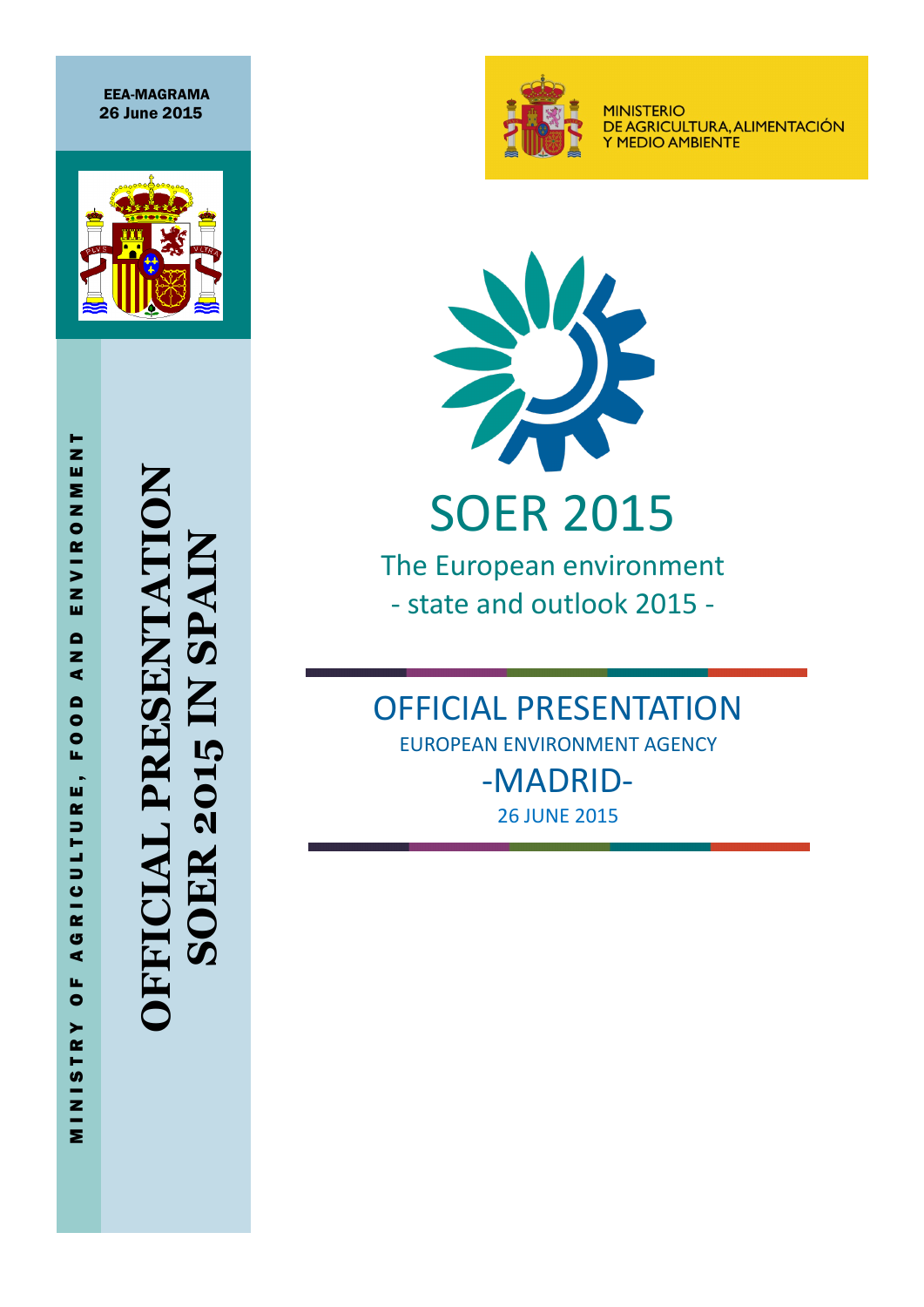EEA-MAGRAMA
26 June 2015

MINISTRY OF AGRICULTURE, FOOD AND ENVIRONMENT

**OFFICIAL PRESENTATION SOER 2015 IN SPAIN**

MINISTERIO
DE AGRICULTURA, ALIMENTACIÓN
Y MEDIO AMBIENTE

# SOER 2015

The European environment
- state and outlook 2015 -

## OFFICIAL PRESENTATION

EUROPEAN ENVIRONMENT AGENCY

-MADRID-

26 JUNE 2015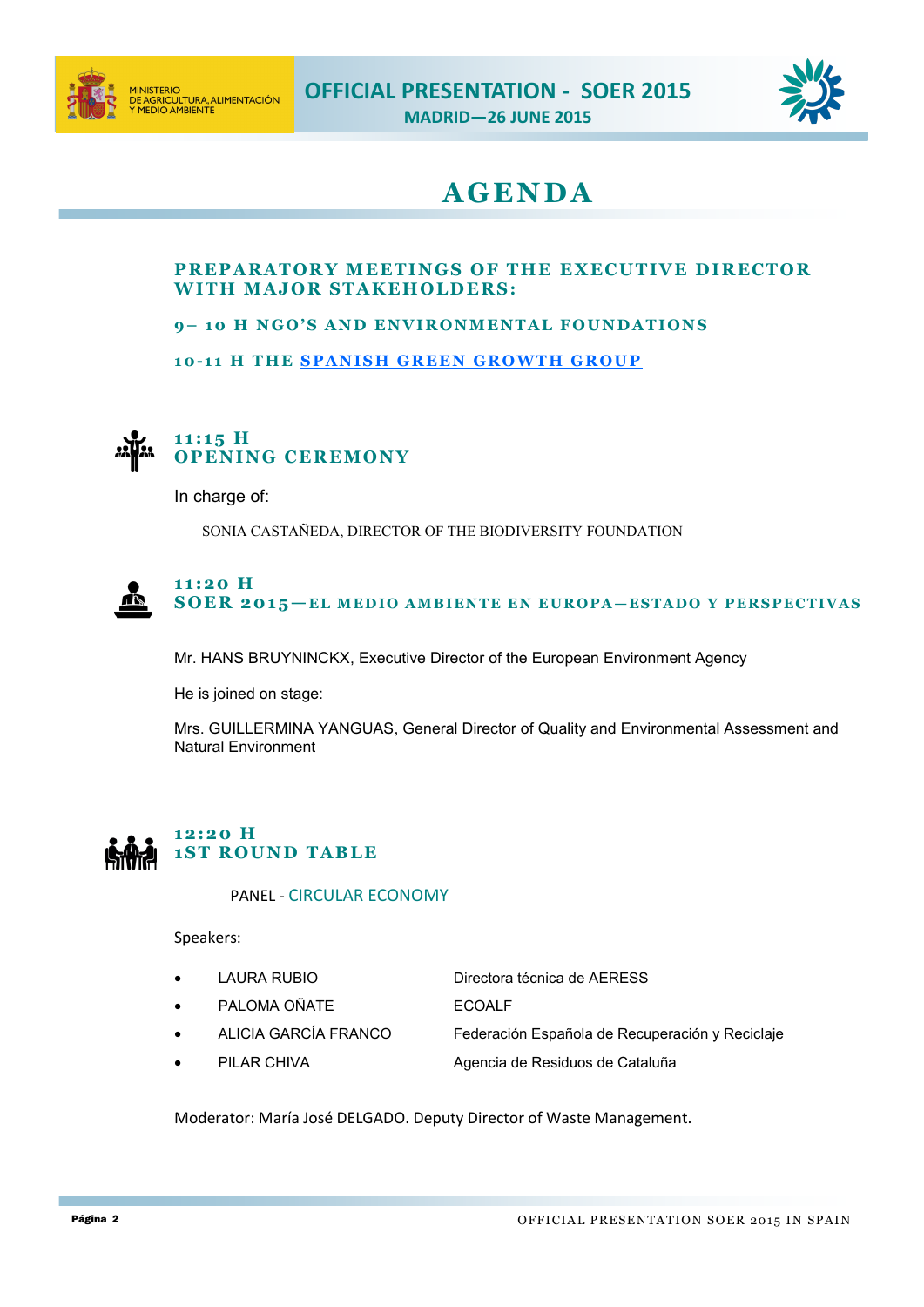# AGENDA

## PREPARATORY MEETINGS OF THE EXECUTIVE DIRECTOR WITH MAJOR STAKEHOLDERS:

### 9– 10 H NGO'S AND ENVIRONMENTAL FOUNDATIONS

### 10-11 H THE SPANISH GREEN GROWTH GROUP

## 11:15 H
## OPENING CEREMONY

In charge of:

SONIA CASTAÑEDA, DIRECTOR OF THE BIODIVERSITY FOUNDATION

## 11:20 H
## SOER 2015—EL MEDIO AMBIENTE EN EUROPA—ESTADO Y PERSPECTIVAS

Mr. HANS BRUYNINCKX, Executive Director of the European Environment Agency

He is joined on stage:

Mrs. GUILLERMINA YANGUAS, General Director of Quality and Environmental Assessment and Natural Environment

## 12:20 H
## 1ST ROUND TABLE

PANEL - CIRCULAR ECONOMY

Speakers:

- LAURA RUBIO — Directora técnica de AERESS
- PALOMA OÑATE — ECOALF
- ALICIA GARCÍA FRANCO — Federación Española de Recuperación y Reciclaje
- PILAR CHIVA — Agencia de Residuos de Cataluña

Moderator: María José DELGADO. Deputy Director of Waste Management.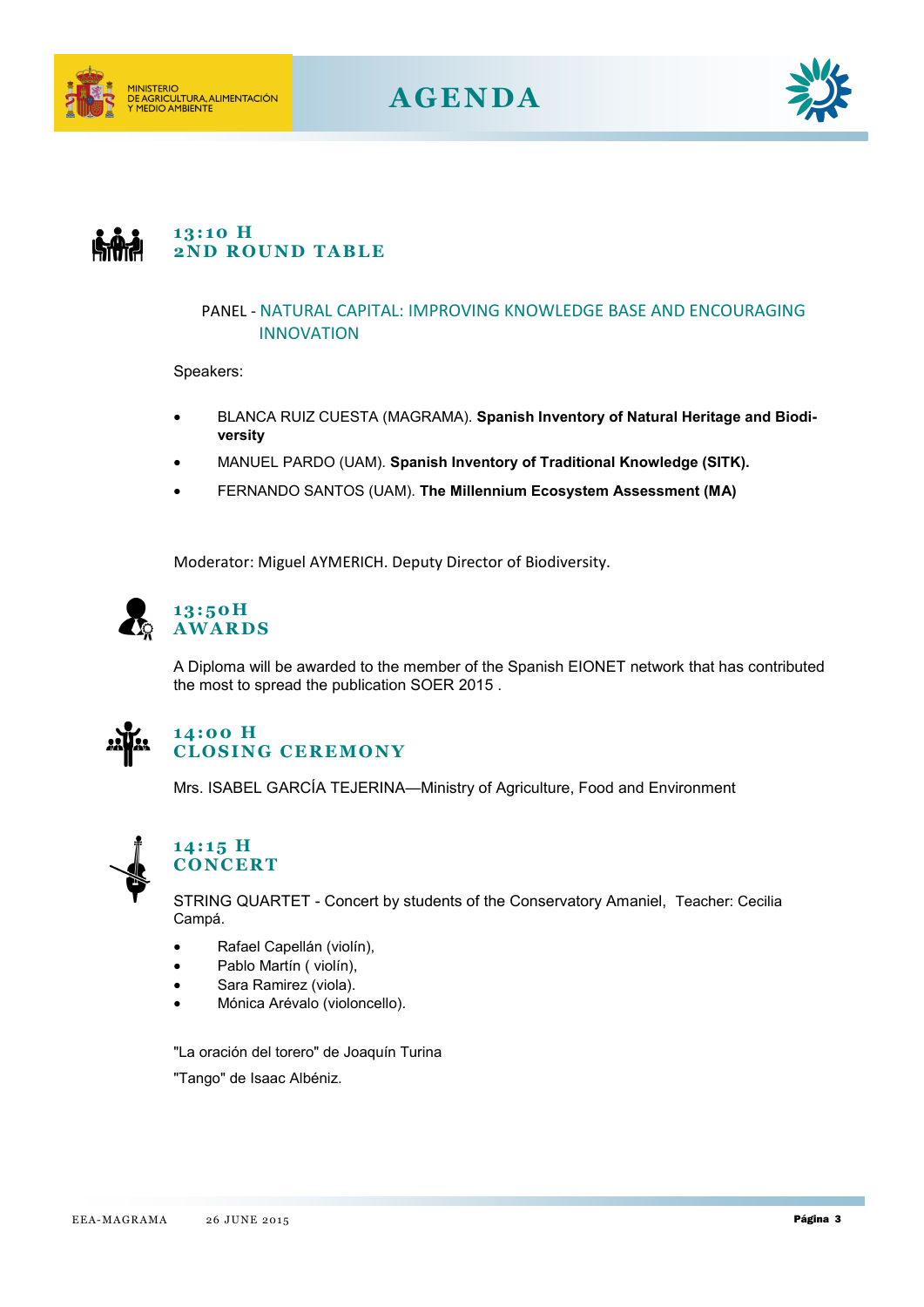# AGENDA

## 13:10 H
## 2ND ROUND TABLE

PANEL - NATURAL CAPITAL: IMPROVING KNOWLEDGE BASE AND ENCOURAGING INNOVATION

Speakers:

- BLANCA RUIZ CUESTA (MAGRAMA). **Spanish Inventory of Natural Heritage and Biodiversity**
- MANUEL PARDO (UAM). **Spanish Inventory of Traditional Knowledge (SITK).**
- FERNANDO SANTOS (UAM). **The Millennium Ecosystem Assessment (MA)**

Moderator: Miguel AYMERICH. Deputy Director of Biodiversity.

## 13:50H
## AWARDS

A Diploma will be awarded to the member of the Spanish EIONET network that has contributed the most to spread the publication SOER 2015 .

## 14:00 H
## CLOSING CEREMONY

Mrs. ISABEL GARCÍA TEJERINA—Ministry of Agriculture, Food and Environment

## 14:15 H
## CONCERT

STRING QUARTET - Concert by students of the Conservatory Amaniel, Teacher: Cecilia Campá.

- Rafael Capellán (violín),
- Pablo Martín ( violín),
- Sara Ramirez (viola).
- Mónica Arévalo (violoncello).

"La oración del torero" de Joaquín Turina

"Tango" de Isaac Albéniz.